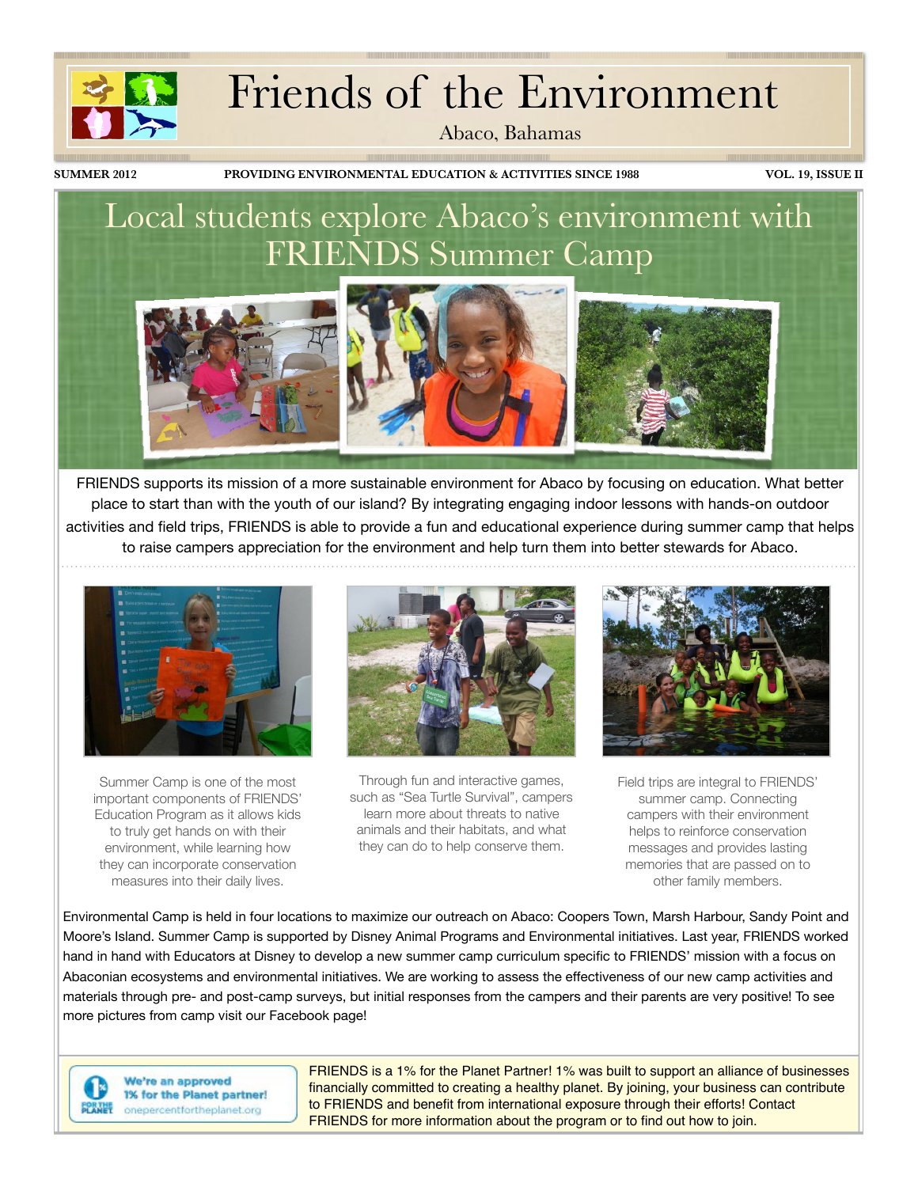# Friends of the Environment

Abaco, Bahamas

SUMMER 2012 | PROVIDING ENVIRONMENTAL EDUCATION & ACTIVITIES SINCE 1988 | VOL. 19, ISSUE II

## Local students explore Abaco's environment with FRIENDS Summer Camp

FRIENDS supports its mission of a more sustainable environment for Abaco by focusing on education. What better place to start than with the youth of our island? By integrating engaging indoor lessons with hands-on outdoor activities and field trips, FRIENDS is able to provide a fun and educational experience during summer camp that helps to raise campers appreciation for the environment and help turn them into better stewards for Abaco.

Summer Camp is one of the most important components of FRIENDS' Education Program as it allows kids to truly get hands on with their environment, while learning how they can incorporate conservation measures into their daily lives.

Through fun and interactive games, such as "Sea Turtle Survival", campers learn more about threats to native animals and their habitats, and what they can do to help conserve them.

Field trips are integral to FRIENDS' summer camp. Connecting campers with their environment helps to reinforce conservation messages and provides lasting memories that are passed on to other family members.

Environmental Camp is held in four locations to maximize our outreach on Abaco: Coopers Town, Marsh Harbour, Sandy Point and Moore's Island. Summer Camp is supported by Disney Animal Programs and Environmental initiatives. Last year, FRIENDS worked hand in hand with Educators at Disney to develop a new summer camp curriculum specific to FRIENDS' mission with a focus on Abaconian ecosystems and environmental initiatives. We are working to assess the effectiveness of our new camp activities and materials through pre- and post-camp surveys, but initial responses from the campers and their parents are very positive! To see more pictures from camp visit our Facebook page!

We're an approved 1% for the Planet partner! onepercentfortheplanet.org

FRIENDS is a 1% for the Planet Partner! 1% was built to support an alliance of businesses financially committed to creating a healthy planet. By joining, your business can contribute to FRIENDS and benefit from international exposure through their efforts! Contact FRIENDS for more information about the program or to find out how to join.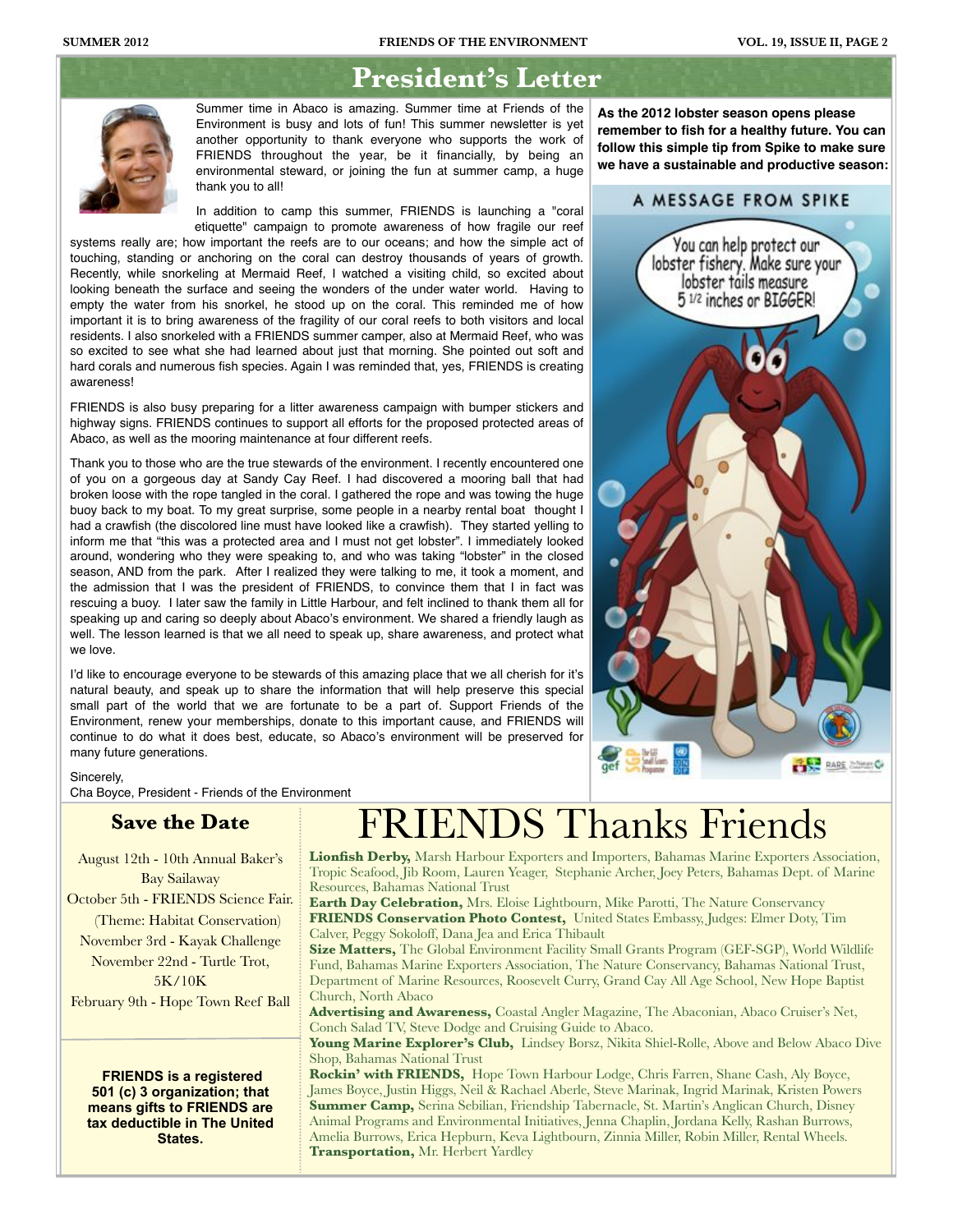## President's Letter

Summer time in Abaco is amazing. Summer time at Friends of the Environment is busy and lots of fun! This summer newsletter is yet another opportunity to thank everyone who supports the work of FRIENDS throughout the year, be it financially, by being an environmental steward, or joining the fun at summer camp, a huge thank you to all!

In addition to camp this summer, FRIENDS is launching a "coral etiquette" campaign to promote awareness of how fragile our reef systems really are; how important the reefs are to our oceans; and how the simple act of touching, standing or anchoring on the coral can destroy thousands of years of growth. Recently, while snorkeling at Mermaid Reef, I watched a visiting child, so excited about looking beneath the surface and seeing the wonders of the under water world. Having to empty the water from his snorkel, he stood up on the coral. This reminded me of how important it is to bring awareness of the fragility of our coral reefs to both visitors and local residents. I also snorkeled with a FRIENDS summer camper, also at Mermaid Reef, who was so excited to see what she had learned about just that morning. She pointed out soft and hard corals and numerous fish species. Again I was reminded that, yes, FRIENDS is creating awareness!

FRIENDS is also busy preparing for a litter awareness campaign with bumper stickers and highway signs. FRIENDS continues to support all efforts for the proposed protected areas of Abaco, as well as the mooring maintenance at four different reefs.

Thank you to those who are the true stewards of the environment. I recently encountered one of you on a gorgeous day at Sandy Cay Reef. I had discovered a mooring ball that had broken loose with the rope tangled in the coral. I gathered the rope and was towing the huge buoy back to my boat. To my great surprise, some people in a nearby rental boat thought I had a crawfish (the discolored line must have looked like a crawfish). They started yelling to inform me that "this was a protected area and I must not get lobster". I immediately looked around, wondering who they were speaking to, and who was taking "lobster" in the closed season, AND from the park. After I realized they were talking to me, it took a moment, and the admission that I was the president of FRIENDS, to convince them that I in fact was rescuing a buoy. I later saw the family in Little Harbour, and felt inclined to thank them all for speaking up and caring so deeply about Abaco's environment. We shared a friendly laugh as well. The lesson learned is that we all need to speak up, share awareness, and protect what we love.

I'd like to encourage everyone to be stewards of this amazing place that we all cherish for it's natural beauty, and speak up to share the information that will help preserve this special small part of the world that we are fortunate to be a part of. Support Friends of the Environment, renew your memberships, donate to this important cause, and FRIENDS will continue to do what it does best, educate, so Abaco's environment will be preserved for many future generations.

Sincerely,
Cha Boyce, President - Friends of the Environment

**As the 2012 lobster season opens please remember to fish for a healthy future. You can follow this simple tip from Spike to make sure we have a sustainable and productive season:**

A MESSAGE FROM SPIKE

You can help protect our lobster fishery. Make sure your lobster tails measure 5 1/2 inches or BIGGER!

## Save the Date

August 12th - 10th Annual Baker's Bay Sailaway
October 5th - FRIENDS Science Fair. (Theme: Habitat Conservation)
November 3rd - Kayak Challenge
November 22nd - Turtle Trot, 5K/10K
February 9th - Hope Town Reef Ball

**FRIENDS is a registered 501 (c) 3 organization; that means gifts to FRIENDS are tax deductible in The United States.**

# FRIENDS Thanks Friends

**Lionfish Derby,** Marsh Harbour Exporters and Importers, Bahamas Marine Exporters Association, Tropic Seafood, Jib Room, Lauren Yeager, Stephanie Archer, Joey Peters, Bahamas Dept. of Marine Resources, Bahamas National Trust
**Earth Day Celebration,** Mrs. Eloise Lightbourn, Mike Parotti, The Nature Conservancy
**FRIENDS Conservation Photo Contest,** United States Embassy, Judges: Elmer Doty, Tim Calver, Peggy Sokoloff, Dana Jea and Erica Thibault
**Size Matters,** The Global Environment Facility Small Grants Program (GEF-SGP), World Wildlife Fund, Bahamas Marine Exporters Association, The Nature Conservancy, Bahamas National Trust, Department of Marine Resources, Roosevelt Curry, Grand Cay All Age School, New Hope Baptist Church, North Abaco
**Advertising and Awareness,** Coastal Angler Magazine, The Abaconian, Abaco Cruiser's Net, Conch Salad TV, Steve Dodge and Cruising Guide to Abaco.
**Young Marine Explorer's Club,** Lindsey Borsz, Nikita Shiel-Rolle, Above and Below Abaco Dive Shop, Bahamas National Trust
**Rockin' with FRIENDS,** Hope Town Harbour Lodge, Chris Farren, Shane Cash, Aly Boyce, James Boyce, Justin Higgs, Neil & Rachael Aberle, Steve Marinak, Ingrid Marinak, Kristen Powers
**Summer Camp,** Serina Sebilian, Friendship Tabernacle, St. Martin's Anglican Church, Disney Animal Programs and Environmental Initiatives, Jenna Chaplin, Jordana Kelly, Rashan Burrows, Amelia Burrows, Erica Hepburn, Keva Lightbourn, Zinnia Miller, Robin Miller, Rental Wheels.
**Transportation,** Mr. Herbert Yardley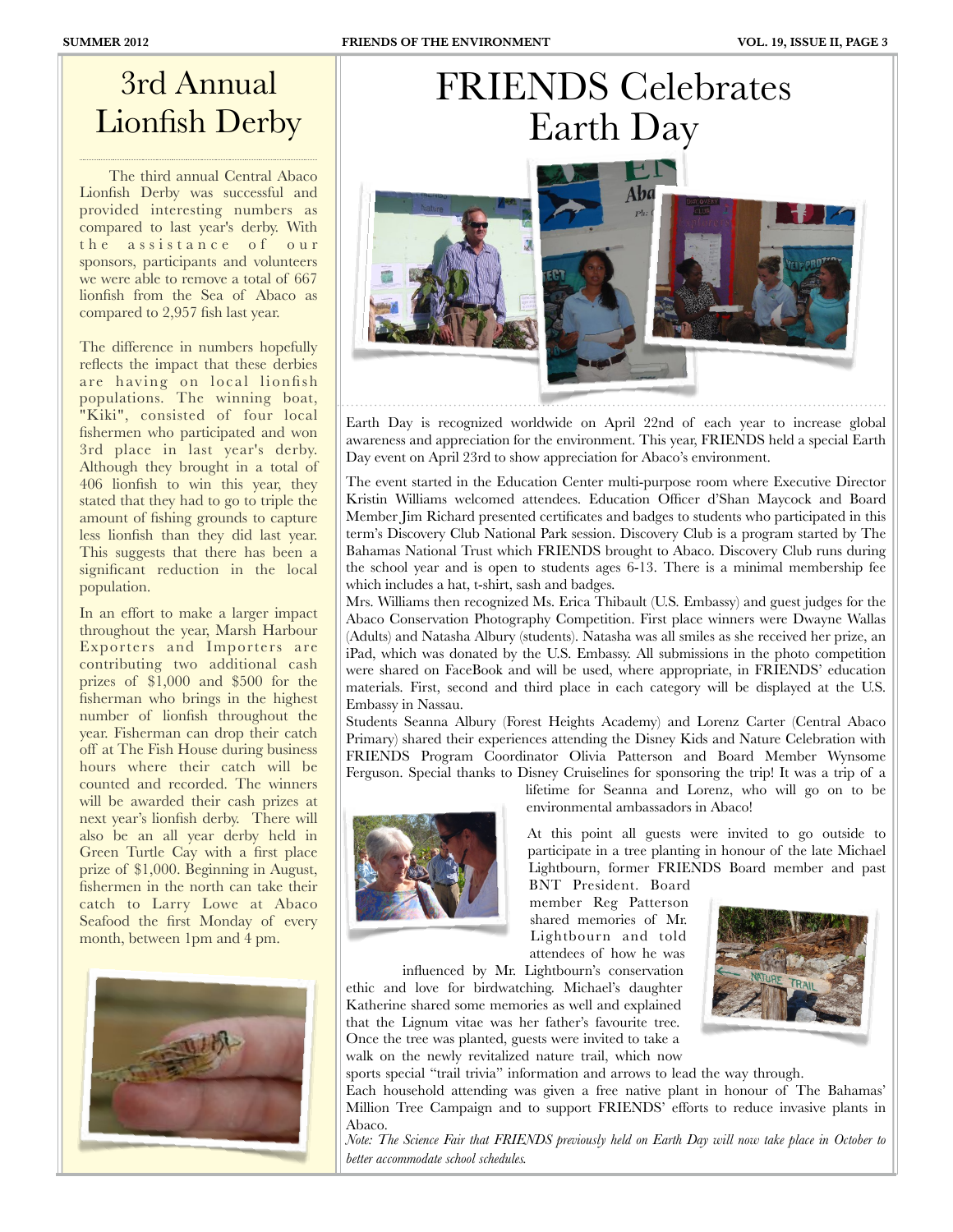# 3rd Annual Lionfish Derby

The third annual Central Abaco Lionfish Derby was successful and provided interesting numbers as compared to last year's derby. With the assistance of our sponsors, participants and volunteers we were able to remove a total of 667 lionfish from the Sea of Abaco as compared to 2,957 fish last year.

The difference in numbers hopefully reflects the impact that these derbies are having on local lionfish populations. The winning boat, "Kiki", consisted of four local fishermen who participated and won 3rd place in last year's derby. Although they brought in a total of 406 lionfish to win this year, they stated that they had to go to triple the amount of fishing grounds to capture less lionfish than they did last year. This suggests that there has been a significant reduction in the local population.

In an effort to make a larger impact throughout the year, Marsh Harbour Exporters and Importers are contributing two additional cash prizes of $1,000 and $500 for the fisherman who brings in the highest number of lionfish throughout the year. Fisherman can drop their catch off at The Fish House during business hours where their catch will be counted and recorded. The winners will be awarded their cash prizes at next year's lionfish derby. There will also be an all year derby held in Green Turtle Cay with a first place prize of $1,000. Beginning in August, fishermen in the north can take their catch to Larry Lowe at Abaco Seafood the first Monday of every month, between 1pm and 4 pm.

# FRIENDS Celebrates Earth Day

Earth Day is recognized worldwide on April 22nd of each year to increase global awareness and appreciation for the environment. This year, FRIENDS held a special Earth Day event on April 23rd to show appreciation for Abaco's environment.

The event started in the Education Center multi-purpose room where Executive Director Kristin Williams welcomed attendees. Education Officer d'Shan Maycock and Board Member Jim Richard presented certificates and badges to students who participated in this term's Discovery Club National Park session. Discovery Club is a program started by The Bahamas National Trust which FRIENDS brought to Abaco. Discovery Club runs during the school year and is open to students ages 6-13. There is a minimal membership fee which includes a hat, t-shirt, sash and badges.

Mrs. Williams then recognized Ms. Erica Thibault (U.S. Embassy) and guest judges for the Abaco Conservation Photography Competition. First place winners were Dwayne Wallas (Adults) and Natasha Albury (students). Natasha was all smiles as she received her prize, an iPad, which was donated by the U.S. Embassy. All submissions in the photo competition were shared on FaceBook and will be used, where appropriate, in FRIENDS' education materials. First, second and third place in each category will be displayed at the U.S. Embassy in Nassau.

Students Seanna Albury (Forest Heights Academy) and Lorenz Carter (Central Abaco Primary) shared their experiences attending the Disney Kids and Nature Celebration with FRIENDS Program Coordinator Olivia Patterson and Board Member Wynsome Ferguson. Special thanks to Disney Cruiselines for sponsoring the trip! It was a trip of a lifetime for Seanna and Lorenz, who will go on to be environmental ambassadors in Abaco!

At this point all guests were invited to go outside to participate in a tree planting in honour of the late Michael Lightbourn, former FRIENDS Board member and past BNT President. Board member Reg Patterson shared memories of Mr. Lightbourn and told attendees of how he was influenced by Mr. Lightbourn's conservation ethic and love for birdwatching. Michael's daughter Katherine shared some memories as well and explained that the Lignum vitae was her father's favourite tree. Once the tree was planted, guests were invited to take a walk on the newly revitalized nature trail, which now sports special "trail trivia" information and arrows to lead the way through.

Each household attending was given a free native plant in honour of The Bahamas' Million Tree Campaign and to support FRIENDS' efforts to reduce invasive plants in Abaco.

*Note: The Science Fair that FRIENDS previously held on Earth Day will now take place in October to better accommodate school schedules.*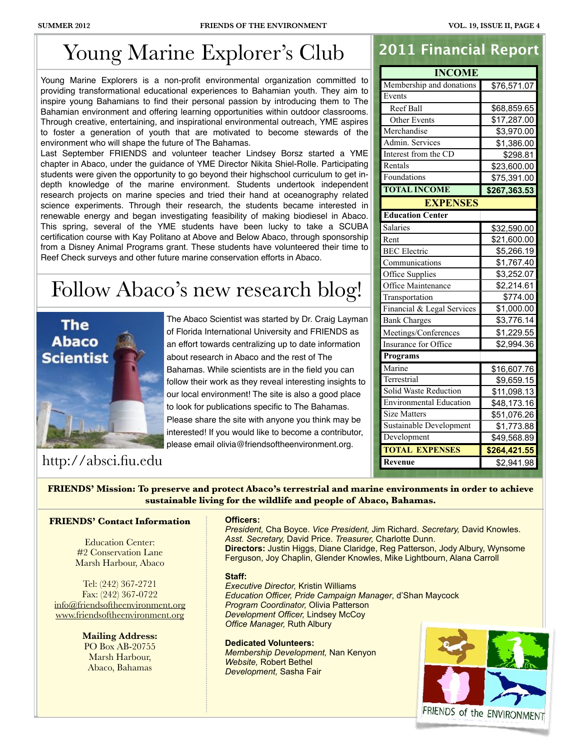# Young Marine Explorer's Club

Young Marine Explorers is a non-profit environmental organization committed to providing transformational educational experiences to Bahamian youth. They aim to inspire young Bahamians to find their personal passion by introducing them to The Bahamian environment and offering learning opportunities within outdoor classrooms. Through creative, entertaining, and inspirational environmental outreach, YME aspires to foster a generation of youth that are motivated to become stewards of the environment who will shape the future of The Bahamas.

Last September FRIENDS and volunteer teacher Lindsey Borsz started a YME chapter in Abaco, under the guidance of YME Director Nikita Shiel-Rolle. Participating students were given the opportunity to go beyond their highschool curriculum to get in-depth knowledge of the marine environment. Students undertook independent research projects on marine species and tried their hand at oceanography related science experiments. Through their research, the students became interested in renewable energy and began investigating feasibility of making biodiesel in Abaco. This spring, several of the YME students have been lucky to take a SCUBA certification course with Kay Politano at Above and Below Abaco, through sponsorship from a Disney Animal Programs grant. These students have volunteered their time to Reef Check surveys and other future marine conservation efforts in Abaco.

# Follow Abaco's new research blog!

The Abaco Scientist

The Abaco Scientist was started by Dr. Craig Layman of Florida International University and FRIENDS as an effort towards centralizing up to date information about research in Abaco and the rest of The Bahamas. While scientists are in the field you can follow their work as they reveal interesting insights to our local environment! The site is also a good place to look for publications specific to The Bahamas. Please share the site with anyone you think may be interested! If you would like to become a contributor, please email olivia@friendsoftheenvironment.org.

http://absci.fiu.edu

## 2011 Financial Report

| INCOME | |
|---|---|
| Membership and donations | $76,571.07 |
| Events | |
| Reef Ball | $68,859.65 |
| Other Events | $17,287.00 |
| Merchandise | $3,970.00 |
| Admin. Services | $1,386.00 |
| Interest from the CD | $298.81 |
| Rentals | $23,600.00 |
| Foundations | $75,391.00 |
| **TOTAL INCOME** | **$267,363.53** |
| **EXPENSES** | |
| **Education Center** | |
| Salaries | $32,590.00 |
| Rent | $21,600.00 |
| BEC Electric | $5,266.19 |
| Communications | $1,767.40 |
| Office Supplies | $3,252.07 |
| Office Maintenance | $2,214.61 |
| Transportation | $774.00 |
| Financial & Legal Services | $1,000.00 |
| Bank Charges | $3,776.14 |
| Meetings/Conferences | $1,229.55 |
| Insurance for Office | $2,994.36 |
| **Programs** | |
| Marine | $16,607.76 |
| Terrestrial | $9,659.15 |
| Solid Waste Reduction | $11,098.13 |
| Environmental Education | $48,173.16 |
| Size Matters | $51,076.26 |
| Sustainable Development | $1,773.88 |
| Development | $49,568.89 |
| **TOTAL EXPENSES** | **$264,421.55** |
| **Revenue** | $2,941.98 |

**FRIENDS' Mission: To preserve and protect Abaco's terrestrial and marine environments in order to achieve sustainable living for the wildlife and people of Abaco, Bahamas.**

**FRIENDS' Contact Information**

Education Center:
#2 Conservation Lane
Marsh Harbour, Abaco

Tel: (242) 367-2721
Fax: (242) 367-0722
info@friendsoftheenvironment.org
www.friendsoftheenvironment.org

**Mailing Address:**
PO Box AB-20755
Marsh Harbour,
Abaco, Bahamas

**Officers:**
*President,* Cha Boyce. *Vice President,* Jim Richard. *Secretary,* David Knowles. *Asst. Secretary,* David Price. *Treasurer,* Charlotte Dunn.
**Directors:** Justin Higgs, Diane Claridge, Reg Patterson, Jody Albury, Wynsome Ferguson, Joy Chaplin, Glender Knowles, Mike Lightbourn, Alana Carroll

**Staff:**
*Executive Director,* Kristin Williams
*Education Officer, Pride Campaign Manager*, d'Shan Maycock
*Program Coordinator,* Olivia Patterson
*Development Officer,* Lindsey McCoy
*Office Manager,* Ruth Albury

**Dedicated Volunteers:**
*Membership Development,* Nan Kenyon
*Website,* Robert Bethel
*Development,* Sasha Fair

FRIENDS of the ENVIRONMENT